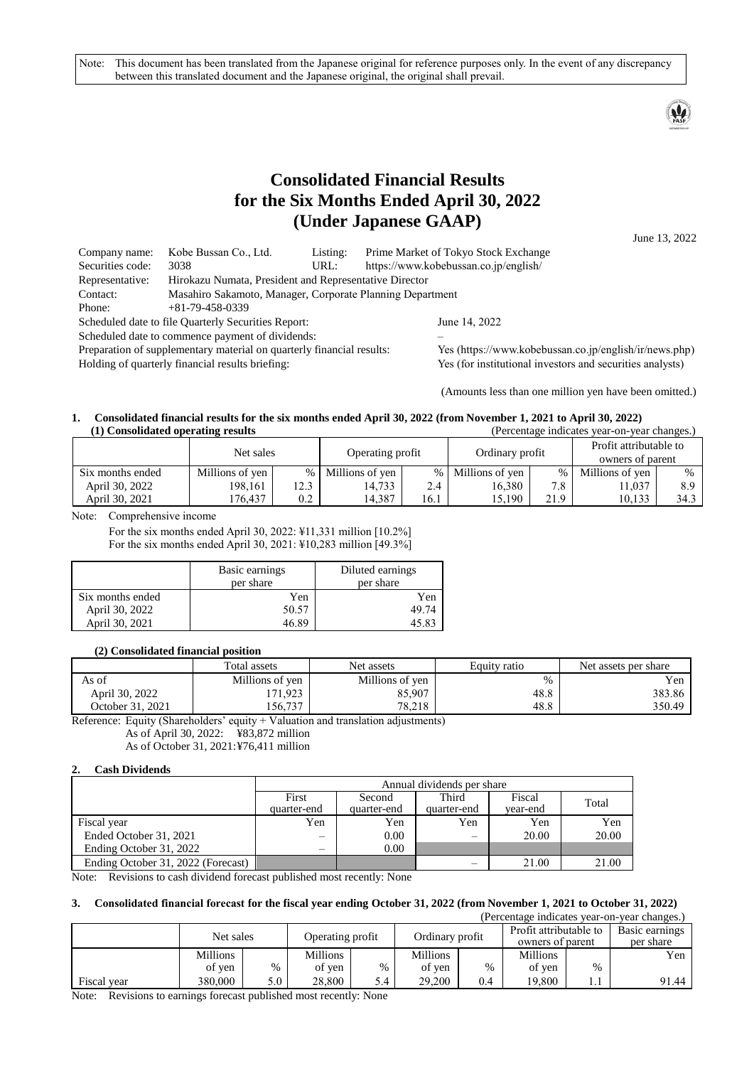Note: This document has been translated from the Japanese original for reference purposes only. In the event of any discrepancy between this translated document and the Japanese original, the original shall prevail.

# Consolidated Financial Results for the Six Months Ended April 30, 2022 (Under Japanese GAAP)

June 13, 2022

| | | | |
|---|---|---|---|
| Company name: | Kobe Bussan Co., Ltd. | Listing: | Prime Market of Tokyo Stock Exchange |
| Securities code: | 3038 | URL: | https://www.kobebussan.co.jp/english/ |
| Representative: | Hirokazu Numata, President and Representative Director | | |
| Contact: | Masahiro Sakamoto, Manager, Corporate Planning Department | | |
| Phone: | +81-79-458-0339 | | |

Scheduled date to file Quarterly Securities Report: June 14, 2022
Scheduled date to commence payment of dividends: –
Preparation of supplementary material on quarterly financial results: Yes (https://www.kobebussan.co.jp/english/ir/news.php)
Holding of quarterly financial results briefing: Yes (for institutional investors and securities analysts)

(Amounts less than one million yen have been omitted.)

## 1. Consolidated financial results for the six months ended April 30, 2022 (from November 1, 2021 to April 30, 2022)

### (1) Consolidated operating results

(Percentage indicates year-on-year changes.)

| | Net sales | | Operating profit | | Ordinary profit | | Profit attributable to owners of parent | |
|---|---|---|---|---|---|---|---|---|
| Six months ended | Millions of yen | % | Millions of yen | % | Millions of yen | % | Millions of yen | % |
| April 30, 2022 | 198,161 | 12.3 | 14,733 | 2.4 | 16,380 | 7.8 | 11,037 | 8.9 |
| April 30, 2021 | 176,437 | 0.2 | 14,387 | 16.1 | 15,190 | 21.9 | 10,133 | 34.3 |

Note: Comprehensive income
For the six months ended April 30, 2022: ¥11,331 million [10.2%]
For the six months ended April 30, 2021: ¥10,283 million [49.3%]

| | Basic earnings per share | Diluted earnings per share |
|---|---|---|
| Six months ended | Yen | Yen |
| April 30, 2022 | 50.57 | 49.74 |
| April 30, 2021 | 46.89 | 45.83 |

### (2) Consolidated financial position

| | Total assets | Net assets | Equity ratio | Net assets per share |
|---|---|---|---|---|
| As of | Millions of yen | Millions of yen | % | Yen |
| April 30, 2022 | 171,923 | 85,907 | 48.8 | 383.86 |
| October 31, 2021 | 156,737 | 78,218 | 48.8 | 350.49 |

Reference: Equity (Shareholders' equity + Valuation and translation adjustments)
As of April 30, 2022: ¥83,872 million
As of October 31, 2021: ¥76,411 million

## 2. Cash Dividends

| | Annual dividends per share | | | | |
|---|---|---|---|---|---|
| | First quarter-end | Second quarter-end | Third quarter-end | Fiscal year-end | Total |
| Fiscal year | Yen | Yen | Yen | Yen | Yen |
| Ended October 31, 2021 | – | 0.00 | – | 20.00 | 20.00 |
| Ending October 31, 2022 | – | 0.00 | | | |
| Ending October 31, 2022 (Forecast) | | | – | 21.00 | 21.00 |

Note: Revisions to cash dividend forecast published most recently: None

## 3. Consolidated financial forecast for the fiscal year ending October 31, 2022 (from November 1, 2021 to October 31, 2022)

(Percentage indicates year-on-year changes.)

| | Net sales | | Operating profit | | Ordinary profit | | Profit attributable to owners of parent | | Basic earnings per share |
|---|---|---|---|---|---|---|---|---|---|
| | Millions of yen | % | Millions of yen | % | Millions of yen | % | Millions of yen | % | Yen |
| Fiscal year | 380,000 | 5.0 | 28,800 | 5.4 | 29,200 | 0.4 | 19,800 | 1.1 | 91.44 |

Note: Revisions to earnings forecast published most recently: None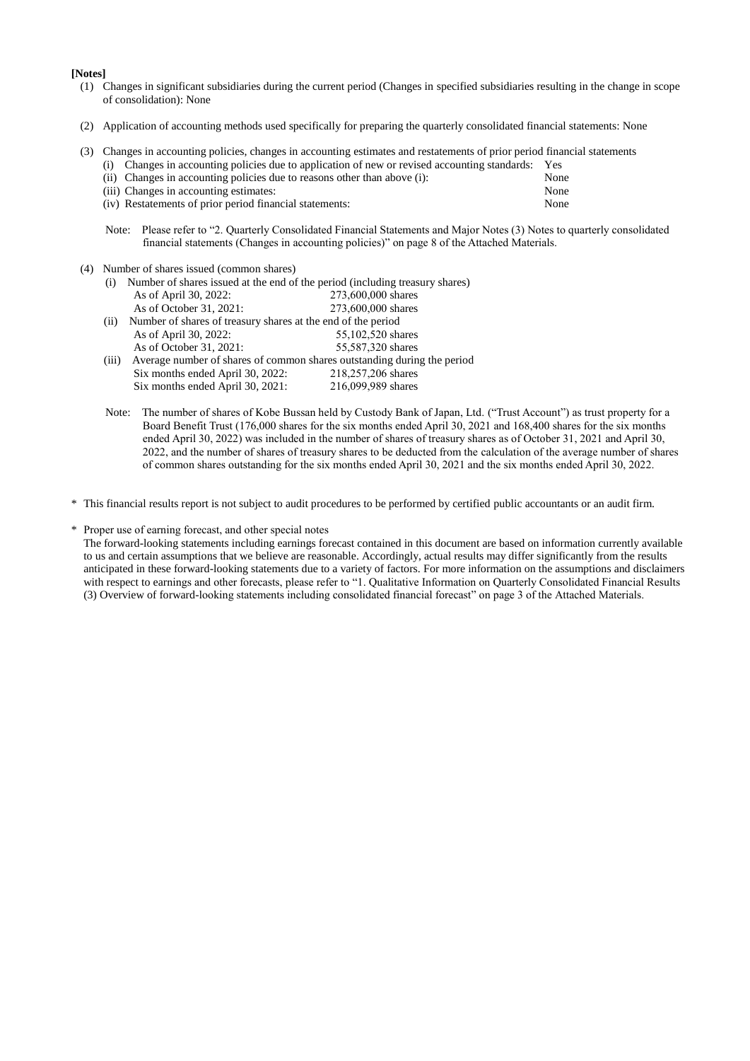**[Notes]**

(1) Changes in significant subsidiaries during the current period (Changes in specified subsidiaries resulting in the change in scope of consolidation): None

(2) Application of accounting methods used specifically for preparing the quarterly consolidated financial statements: None

(3) Changes in accounting policies, changes in accounting estimates and restatements of prior period financial statements

| | |
|---|---|
| (i) Changes in accounting policies due to application of new or revised accounting standards: | Yes |
| (ii) Changes in accounting policies due to reasons other than above (i): | None |
| (iii) Changes in accounting estimates: | None |
| (iv) Restatements of prior period financial statements: | None |

Note: Please refer to "2. Quarterly Consolidated Financial Statements and Major Notes (3) Notes to quarterly consolidated financial statements (Changes in accounting policies)" on page 8 of the Attached Materials.

(4) Number of shares issued (common shares)

(i) Number of shares issued at the end of the period (including treasury shares)

| | |
|---|---|
| As of April 30, 2022: | 273,600,000 shares |
| As of October 31, 2021: | 273,600,000 shares |

(ii) Number of shares of treasury shares at the end of the period

| | |
|---|---|
| As of April 30, 2022: | 55,102,520 shares |
| As of October 31, 2021: | 55,587,320 shares |

(iii) Average number of shares of common shares outstanding during the period

| | |
|---|---|
| Six months ended April 30, 2022: | 218,257,206 shares |
| Six months ended April 30, 2021: | 216,099,989 shares |

Note: The number of shares of Kobe Bussan held by Custody Bank of Japan, Ltd. ("Trust Account") as trust property for a Board Benefit Trust (176,000 shares for the six months ended April 30, 2021 and 168,400 shares for the six months ended April 30, 2022) was included in the number of shares of treasury shares as of October 31, 2021 and April 30, 2022, and the number of shares of treasury shares to be deducted from the calculation of the average number of shares of common shares outstanding for the six months ended April 30, 2021 and the six months ended April 30, 2022.

\* This financial results report is not subject to audit procedures to be performed by certified public accountants or an audit firm.

\* Proper use of earning forecast, and other special notes
The forward-looking statements including earnings forecast contained in this document are based on information currently available to us and certain assumptions that we believe are reasonable. Accordingly, actual results may differ significantly from the results anticipated in these forward-looking statements due to a variety of factors. For more information on the assumptions and disclaimers with respect to earnings and other forecasts, please refer to "1. Qualitative Information on Quarterly Consolidated Financial Results (3) Overview of forward-looking statements including consolidated financial forecast" on page 3 of the Attached Materials.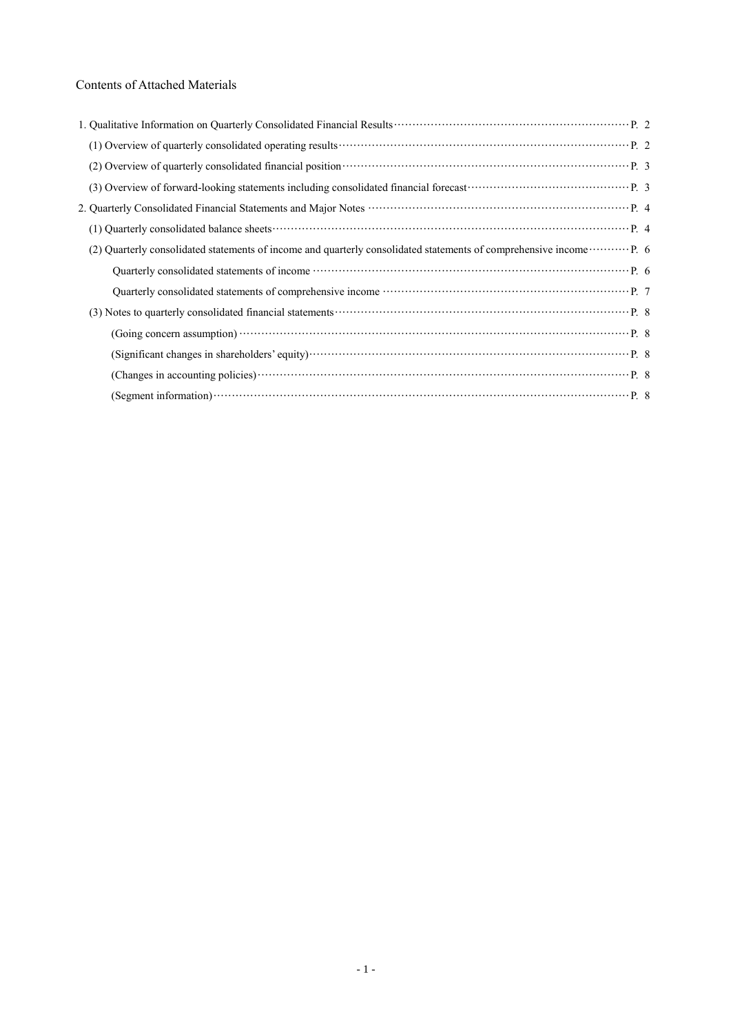Contents of Attached Materials

1. Qualitative Information on Quarterly Consolidated Financial Results ··· P. 2
   - (1) Overview of quarterly consolidated operating results ··· P. 2
   - (2) Overview of quarterly consolidated financial position ··· P. 3
   - (3) Overview of forward-looking statements including consolidated financial forecast ··· P. 3
2. Quarterly Consolidated Financial Statements and Major Notes ··· P. 4
   - (1) Quarterly consolidated balance sheets ··· P. 4
   - (2) Quarterly consolidated statements of income and quarterly consolidated statements of comprehensive income ··· P. 6
     - Quarterly consolidated statements of income ··· P. 6
     - Quarterly consolidated statements of comprehensive income ··· P. 7
   - (3) Notes to quarterly consolidated financial statements ··· P. 8
     - (Going concern assumption) ··· P. 8
     - (Significant changes in shareholders' equity) ··· P. 8
     - (Changes in accounting policies) ··· P. 8
     - (Segment information) ··· P. 8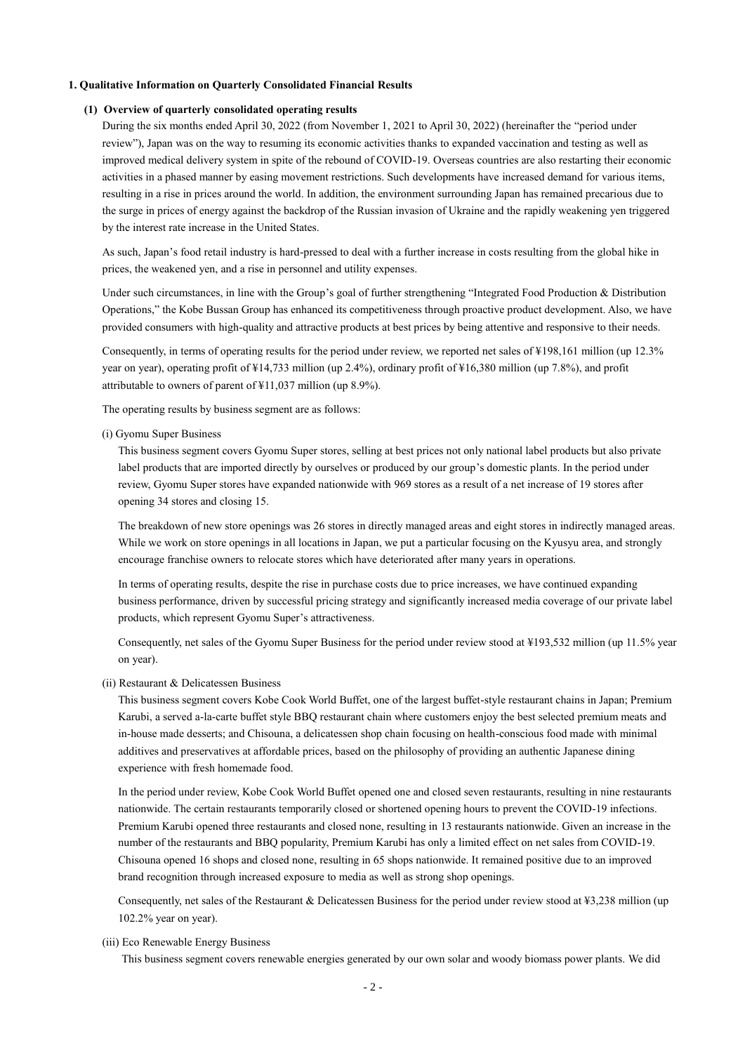## 1. Qualitative Information on Quarterly Consolidated Financial Results

### (1) Overview of quarterly consolidated operating results

During the six months ended April 30, 2022 (from November 1, 2021 to April 30, 2022) (hereinafter the "period under review"), Japan was on the way to resuming its economic activities thanks to expanded vaccination and testing as well as improved medical delivery system in spite of the rebound of COVID-19. Overseas countries are also restarting their economic activities in a phased manner by easing movement restrictions. Such developments have increased demand for various items, resulting in a rise in prices around the world. In addition, the environment surrounding Japan has remained precarious due to the surge in prices of energy against the backdrop of the Russian invasion of Ukraine and the rapidly weakening yen triggered by the interest rate increase in the United States.

As such, Japan's food retail industry is hard-pressed to deal with a further increase in costs resulting from the global hike in prices, the weakened yen, and a rise in personnel and utility expenses.

Under such circumstances, in line with the Group's goal of further strengthening "Integrated Food Production & Distribution Operations," the Kobe Bussan Group has enhanced its competitiveness through proactive product development. Also, we have provided consumers with high-quality and attractive products at best prices by being attentive and responsive to their needs.

Consequently, in terms of operating results for the period under review, we reported net sales of ¥198,161 million (up 12.3% year on year), operating profit of ¥14,733 million (up 2.4%), ordinary profit of ¥16,380 million (up 7.8%), and profit attributable to owners of parent of ¥11,037 million (up 8.9%).

The operating results by business segment are as follows:

(i) Gyomu Super Business

This business segment covers Gyomu Super stores, selling at best prices not only national label products but also private label products that are imported directly by ourselves or produced by our group's domestic plants. In the period under review, Gyomu Super stores have expanded nationwide with 969 stores as a result of a net increase of 19 stores after opening 34 stores and closing 15.

The breakdown of new store openings was 26 stores in directly managed areas and eight stores in indirectly managed areas. While we work on store openings in all locations in Japan, we put a particular focusing on the Kyusyu area, and strongly encourage franchise owners to relocate stores which have deteriorated after many years in operations.

In terms of operating results, despite the rise in purchase costs due to price increases, we have continued expanding business performance, driven by successful pricing strategy and significantly increased media coverage of our private label products, which represent Gyomu Super's attractiveness.

Consequently, net sales of the Gyomu Super Business for the period under review stood at ¥193,532 million (up 11.5% year on year).

(ii) Restaurant & Delicatessen Business

This business segment covers Kobe Cook World Buffet, one of the largest buffet-style restaurant chains in Japan; Premium Karubi, a served a-la-carte buffet style BBQ restaurant chain where customers enjoy the best selected premium meats and in-house made desserts; and Chisouna, a delicatessen shop chain focusing on health-conscious food made with minimal additives and preservatives at affordable prices, based on the philosophy of providing an authentic Japanese dining experience with fresh homemade food.

In the period under review, Kobe Cook World Buffet opened one and closed seven restaurants, resulting in nine restaurants nationwide. The certain restaurants temporarily closed or shortened opening hours to prevent the COVID-19 infections. Premium Karubi opened three restaurants and closed none, resulting in 13 restaurants nationwide. Given an increase in the number of the restaurants and BBQ popularity, Premium Karubi has only a limited effect on net sales from COVID-19. Chisouna opened 16 shops and closed none, resulting in 65 shops nationwide. It remained positive due to an improved brand recognition through increased exposure to media as well as strong shop openings.

Consequently, net sales of the Restaurant & Delicatessen Business for the period under review stood at ¥3,238 million (up 102.2% year on year).

(iii) Eco Renewable Energy Business

This business segment covers renewable energies generated by our own solar and woody biomass power plants. We did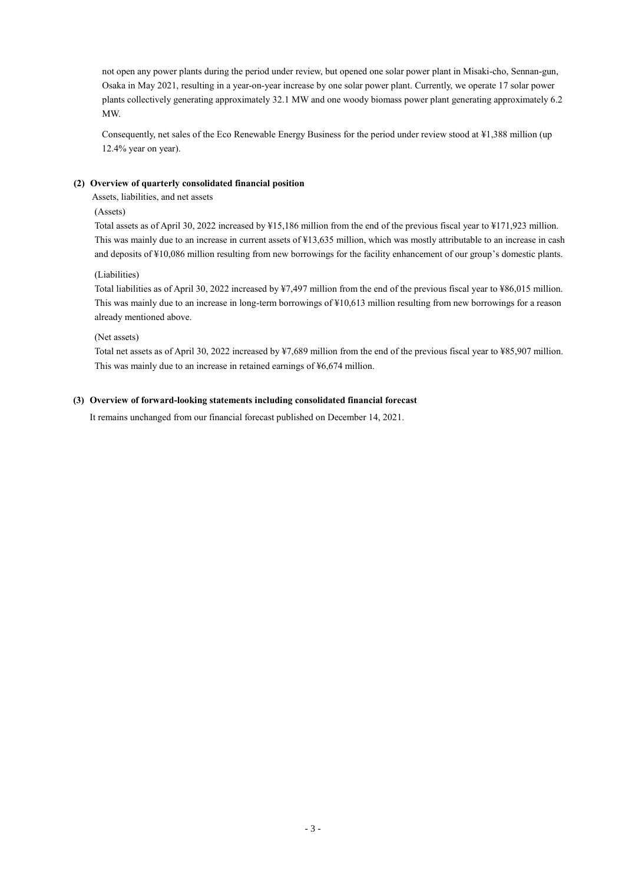not open any power plants during the period under review, but opened one solar power plant in Misaki-cho, Sennan-gun, Osaka in May 2021, resulting in a year-on-year increase by one solar power plant. Currently, we operate 17 solar power plants collectively generating approximately 32.1 MW and one woody biomass power plant generating approximately 6.2 MW.

Consequently, net sales of the Eco Renewable Energy Business for the period under review stood at ¥1,388 million (up 12.4% year on year).

### (2) Overview of quarterly consolidated financial position

Assets, liabilities, and net assets

(Assets)

Total assets as of April 30, 2022 increased by ¥15,186 million from the end of the previous fiscal year to ¥171,923 million. This was mainly due to an increase in current assets of ¥13,635 million, which was mostly attributable to an increase in cash and deposits of ¥10,086 million resulting from new borrowings for the facility enhancement of our group's domestic plants.

(Liabilities)

Total liabilities as of April 30, 2022 increased by ¥7,497 million from the end of the previous fiscal year to ¥86,015 million. This was mainly due to an increase in long-term borrowings of ¥10,613 million resulting from new borrowings for a reason already mentioned above.

(Net assets)

Total net assets as of April 30, 2022 increased by ¥7,689 million from the end of the previous fiscal year to ¥85,907 million. This was mainly due to an increase in retained earnings of ¥6,674 million.

### (3) Overview of forward-looking statements including consolidated financial forecast

It remains unchanged from our financial forecast published on December 14, 2021.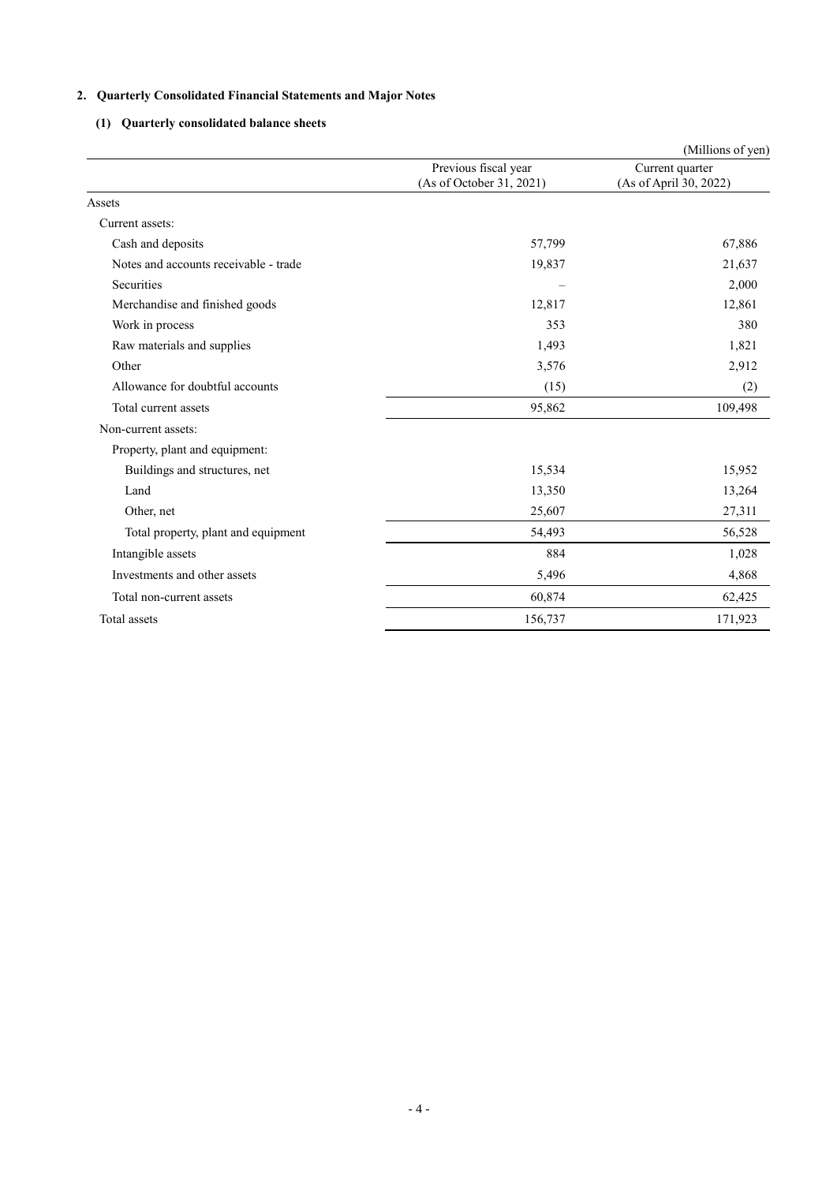## 2. Quarterly Consolidated Financial Statements and Major Notes

### (1) Quarterly consolidated balance sheets

(Millions of yen)

| | Previous fiscal year (As of October 31, 2021) | Current quarter (As of April 30, 2022) |
|---|---|---|
| Assets | | |
| Current assets: | | |
| Cash and deposits | 57,799 | 67,886 |
| Notes and accounts receivable - trade | 19,837 | 21,637 |
| Securities | – | 2,000 |
| Merchandise and finished goods | 12,817 | 12,861 |
| Work in process | 353 | 380 |
| Raw materials and supplies | 1,493 | 1,821 |
| Other | 3,576 | 2,912 |
| Allowance for doubtful accounts | (15) | (2) |
| Total current assets | 95,862 | 109,498 |
| Non-current assets: | | |
| Property, plant and equipment: | | |
| Buildings and structures, net | 15,534 | 15,952 |
| Land | 13,350 | 13,264 |
| Other, net | 25,607 | 27,311 |
| Total property, plant and equipment | 54,493 | 56,528 |
| Intangible assets | 884 | 1,028 |
| Investments and other assets | 5,496 | 4,868 |
| Total non-current assets | 60,874 | 62,425 |
| Total assets | 156,737 | 171,923 |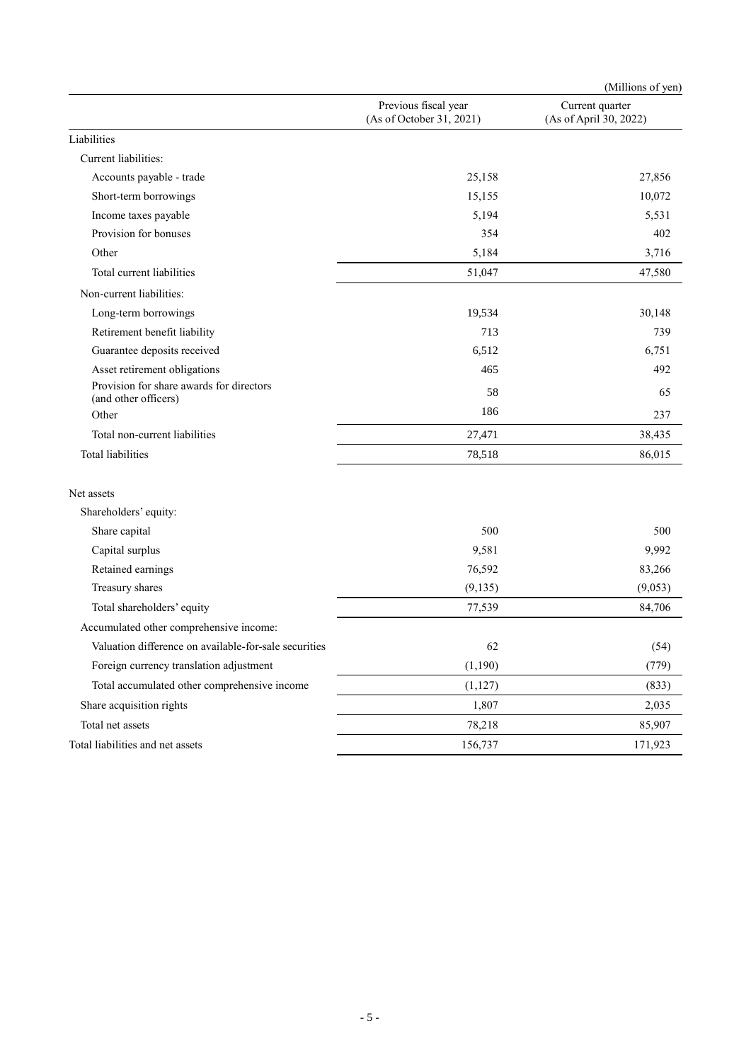(Millions of yen)

| | Previous fiscal year (As of October 31, 2021) | Current quarter (As of April 30, 2022) |
|---|---|---|
| Liabilities | | |
| Current liabilities: | | |
| Accounts payable - trade | 25,158 | 27,856 |
| Short-term borrowings | 15,155 | 10,072 |
| Income taxes payable | 5,194 | 5,531 |
| Provision for bonuses | 354 | 402 |
| Other | 5,184 | 3,716 |
| Total current liabilities | 51,047 | 47,580 |
| Non-current liabilities: | | |
| Long-term borrowings | 19,534 | 30,148 |
| Retirement benefit liability | 713 | 739 |
| Guarantee deposits received | 6,512 | 6,751 |
| Asset retirement obligations | 465 | 492 |
| Provision for share awards for directors (and other officers) | 58 | 65 |
| Other | 186 | 237 |
| Total non-current liabilities | 27,471 | 38,435 |
| Total liabilities | 78,518 | 86,015 |
| Net assets | | |
| Shareholders' equity: | | |
| Share capital | 500 | 500 |
| Capital surplus | 9,581 | 9,992 |
| Retained earnings | 76,592 | 83,266 |
| Treasury shares | (9,135) | (9,053) |
| Total shareholders' equity | 77,539 | 84,706 |
| Accumulated other comprehensive income: | | |
| Valuation difference on available-for-sale securities | 62 | (54) |
| Foreign currency translation adjustment | (1,190) | (779) |
| Total accumulated other comprehensive income | (1,127) | (833) |
| Share acquisition rights | 1,807 | 2,035 |
| Total net assets | 78,218 | 85,907 |
| Total liabilities and net assets | 156,737 | 171,923 |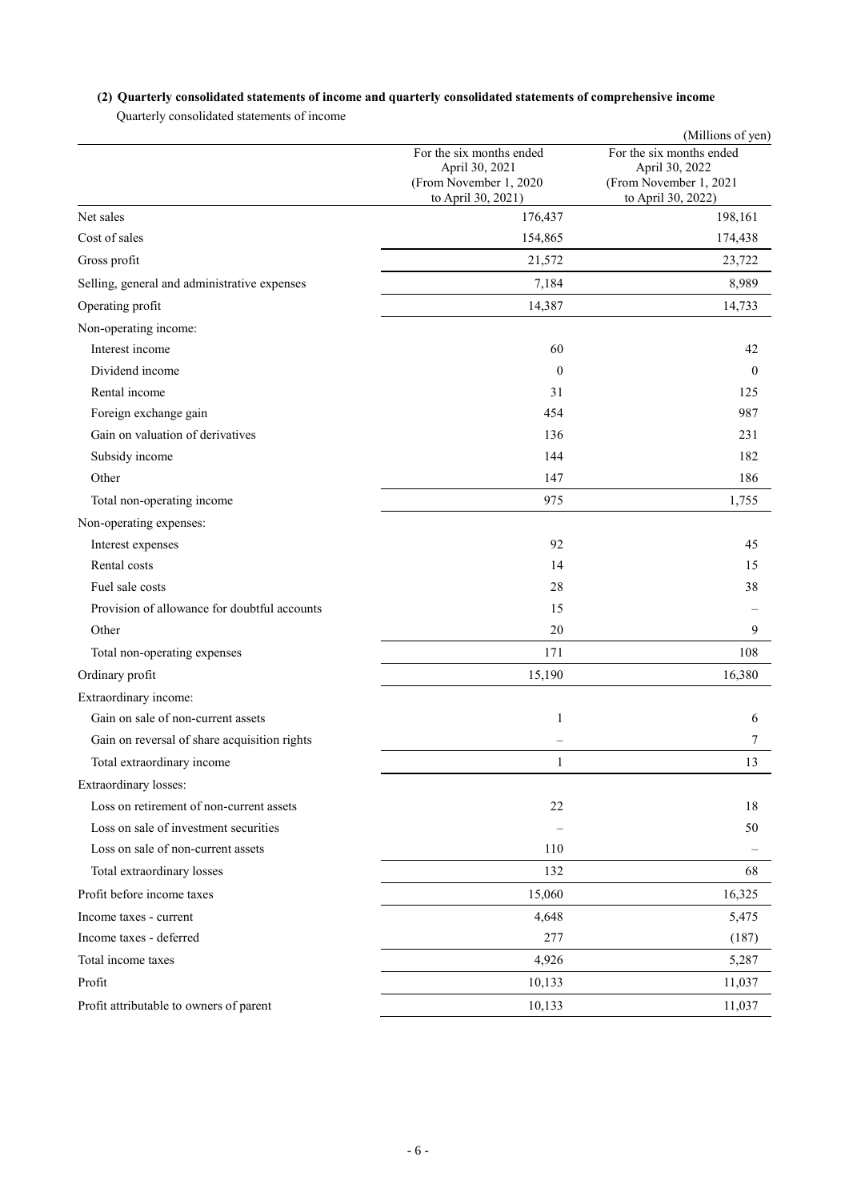### (2) Quarterly consolidated statements of income and quarterly consolidated statements of comprehensive income

Quarterly consolidated statements of income

(Millions of yen)

| | For the six months ended April 30, 2021 (From November 1, 2020 to April 30, 2021) | For the six months ended April 30, 2022 (From November 1, 2021 to April 30, 2022) |
|---|---|---|
| Net sales | 176,437 | 198,161 |
| Cost of sales | 154,865 | 174,438 |
| Gross profit | 21,572 | 23,722 |
| Selling, general and administrative expenses | 7,184 | 8,989 |
| Operating profit | 14,387 | 14,733 |
| Non-operating income: | | |
| Interest income | 60 | 42 |
| Dividend income | 0 | 0 |
| Rental income | 31 | 125 |
| Foreign exchange gain | 454 | 987 |
| Gain on valuation of derivatives | 136 | 231 |
| Subsidy income | 144 | 182 |
| Other | 147 | 186 |
| Total non-operating income | 975 | 1,755 |
| Non-operating expenses: | | |
| Interest expenses | 92 | 45 |
| Rental costs | 14 | 15 |
| Fuel sale costs | 28 | 38 |
| Provision of allowance for doubtful accounts | 15 | – |
| Other | 20 | 9 |
| Total non-operating expenses | 171 | 108 |
| Ordinary profit | 15,190 | 16,380 |
| Extraordinary income: | | |
| Gain on sale of non-current assets | 1 | 6 |
| Gain on reversal of share acquisition rights | – | 7 |
| Total extraordinary income | 1 | 13 |
| Extraordinary losses: | | |
| Loss on retirement of non-current assets | 22 | 18 |
| Loss on sale of investment securities | – | 50 |
| Loss on sale of non-current assets | 110 | – |
| Total extraordinary losses | 132 | 68 |
| Profit before income taxes | 15,060 | 16,325 |
| Income taxes - current | 4,648 | 5,475 |
| Income taxes - deferred | 277 | (187) |
| Total income taxes | 4,926 | 5,287 |
| Profit | 10,133 | 11,037 |
| Profit attributable to owners of parent | 10,133 | 11,037 |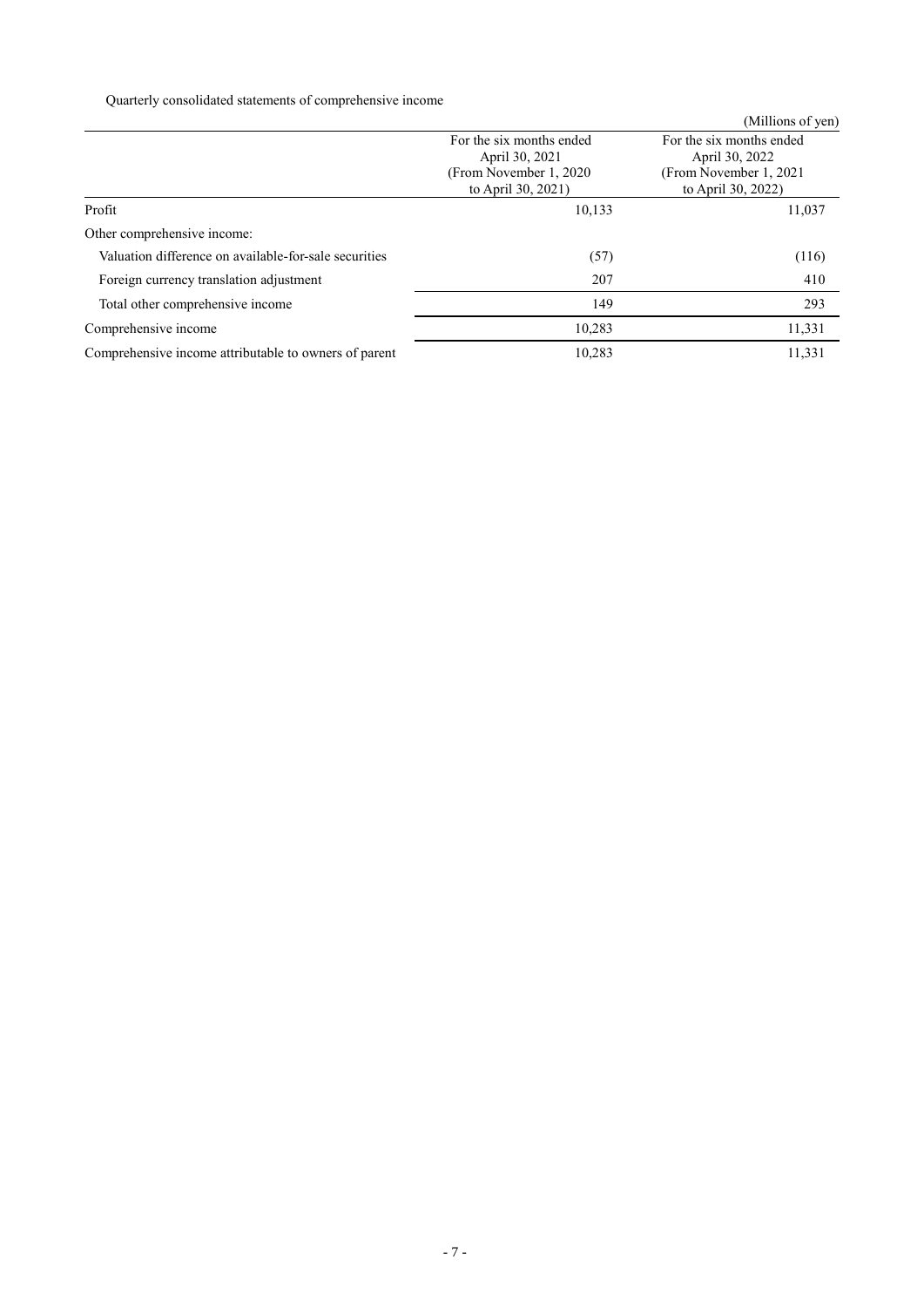Quarterly consolidated statements of comprehensive income

(Millions of yen)

| | For the six months ended April 30, 2021 (From November 1, 2020 to April 30, 2021) | For the six months ended April 30, 2022 (From November 1, 2021 to April 30, 2022) |
|---|---|---|
| Profit | 10,133 | 11,037 |
| Other comprehensive income: | | |
| Valuation difference on available-for-sale securities | (57) | (116) |
| Foreign currency translation adjustment | 207 | 410 |
| Total other comprehensive income | 149 | 293 |
| Comprehensive income | 10,283 | 11,331 |
| Comprehensive income attributable to owners of parent | 10,283 | 11,331 |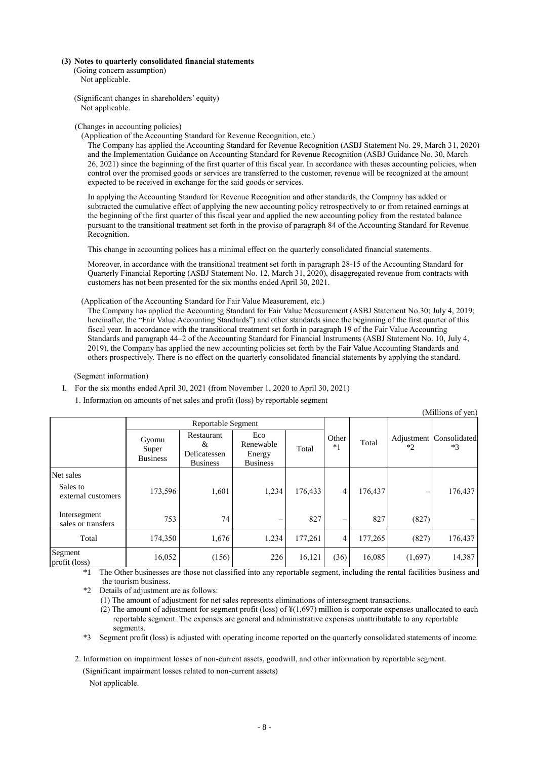### (3) Notes to quarterly consolidated financial statements

(Going concern assumption)

Not applicable.

(Significant changes in shareholders' equity)

Not applicable.

(Changes in accounting policies)

(Application of the Accounting Standard for Revenue Recognition, etc.)

The Company has applied the Accounting Standard for Revenue Recognition (ASBJ Statement No. 29, March 31, 2020) and the Implementation Guidance on Accounting Standard for Revenue Recognition (ASBJ Guidance No. 30, March 26, 2021) since the beginning of the first quarter of this fiscal year. In accordance with theses accounting policies, when control over the promised goods or services are transferred to the customer, revenue will be recognized at the amount expected to be received in exchange for the said goods or services.

In applying the Accounting Standard for Revenue Recognition and other standards, the Company has added or subtracted the cumulative effect of applying the new accounting policy retrospectively to or from retained earnings at the beginning of the first quarter of this fiscal year and applied the new accounting policy from the restated balance pursuant to the transitional treatment set forth in the proviso of paragraph 84 of the Accounting Standard for Revenue Recognition.

This change in accounting polices has a minimal effect on the quarterly consolidated financial statements.

Moreover, in accordance with the transitional treatment set forth in paragraph 28-15 of the Accounting Standard for Quarterly Financial Reporting (ASBJ Statement No. 12, March 31, 2020), disaggregated revenue from contracts with customers has not been presented for the six months ended April 30, 2021.

(Application of the Accounting Standard for Fair Value Measurement, etc.)

The Company has applied the Accounting Standard for Fair Value Measurement (ASBJ Statement No.30; July 4, 2019; hereinafter, the "Fair Value Accounting Standards") and other standards since the beginning of the first quarter of this fiscal year. In accordance with the transitional treatment set forth in paragraph 19 of the Fair Value Accounting Standards and paragraph 44–2 of the Accounting Standard for Financial Instruments (ASBJ Statement No. 10, July 4, 2019), the Company has applied the new accounting policies set forth by the Fair Value Accounting Standards and others prospectively. There is no effect on the quarterly consolidated financial statements by applying the standard.

(Segment information)

I. For the six months ended April 30, 2021 (from November 1, 2020 to April 30, 2021)

1. Information on amounts of net sales and profit (loss) by reportable segment

(Millions of yen)

| | Reportable Segment | | | | Other *1 | Total | Adjustment *2 | Consolidated *3 |
|---|---|---|---|---|---|---|---|---|
| | Gyomu Super Business | Restaurant & Delicatessen Business | Eco Renewable Energy Business | Total | | | | |
| Net sales | | | | | | | | |
| Sales to external customers | 173,596 | 1,601 | 1,234 | 176,433 | 4 | 176,437 | – | 176,437 |
| Intersegment sales or transfers | 753 | 74 | – | 827 | – | 827 | (827) | – |
| Total | 174,350 | 1,676 | 1,234 | 177,261 | 4 | 177,265 | (827) | 176,437 |
| Segment profit (loss) | 16,052 | (156) | 226 | 16,121 | (36) | 16,085 | (1,697) | 14,387 |

*1 The Other businesses are those not classified into any reportable segment, including the rental facilities business and the tourism business.

*2 Details of adjustment are as follows:

(1) The amount of adjustment for net sales represents eliminations of intersegment transactions.

(2) The amount of adjustment for segment profit (loss) of ¥(1,697) million is corporate expenses unallocated to each reportable segment. The expenses are general and administrative expenses unattributable to any reportable segments.

*3 Segment profit (loss) is adjusted with operating income reported on the quarterly consolidated statements of income.

2. Information on impairment losses of non-current assets, goodwill, and other information by reportable segment.

(Significant impairment losses related to non-current assets)

Not applicable.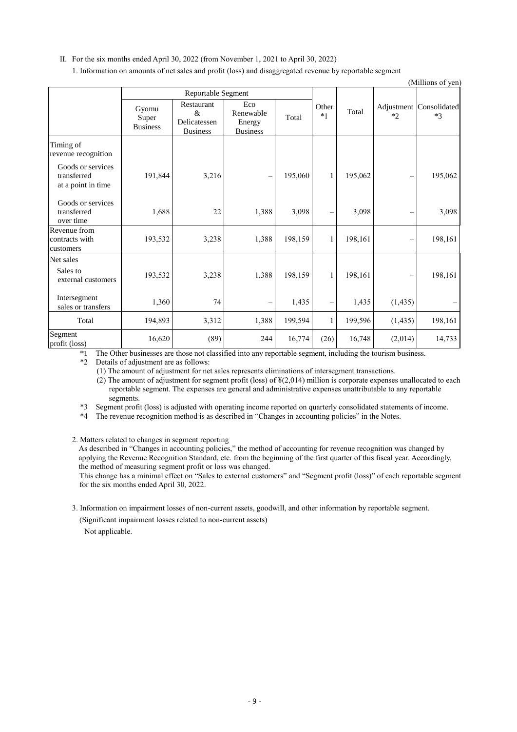II. For the six months ended April 30, 2022 (from November 1, 2021 to April 30, 2022)

1. Information on amounts of net sales and profit (loss) and disaggregated revenue by reportable segment

(Millions of yen)

| | Reportable Segment | | | | Other *1 | Total | Adjustment *2 | Consolidated *3 |
|---|---|---|---|---|---|---|---|---|
| | Gyomu Super Business | Restaurant & Delicatessen Business | Eco Renewable Energy Business | Total | | | | |
| Timing of revenue recognition | | | | | | | | |
| Goods or services transferred at a point in time | 191,844 | 3,216 | – | 195,060 | 1 | 195,062 | – | 195,062 |
| Goods or services transferred over time | 1,688 | 22 | 1,388 | 3,098 | – | 3,098 | – | 3,098 |
| Revenue from contracts with customers | 193,532 | 3,238 | 1,388 | 198,159 | 1 | 198,161 | – | 198,161 |
| Net sales | | | | | | | | |
| Sales to external customers | 193,532 | 3,238 | 1,388 | 198,159 | 1 | 198,161 | – | 198,161 |
| Intersegment sales or transfers | 1,360 | 74 | – | 1,435 | – | 1,435 | (1,435) | – |
| Total | 194,893 | 3,312 | 1,388 | 199,594 | 1 | 199,596 | (1,435) | 198,161 |
| Segment profit (loss) | 16,620 | (89) | 244 | 16,774 | (26) | 16,748 | (2,014) | 14,733 |

*1 The Other businesses are those not classified into any reportable segment, including the tourism business.

*2 Details of adjustment are as follows:

(1) The amount of adjustment for net sales represents eliminations of intersegment transactions.

(2) The amount of adjustment for segment profit (loss) of ¥(2,014) million is corporate expenses unallocated to each reportable segment. The expenses are general and administrative expenses unattributable to any reportable segments.

*3 Segment profit (loss) is adjusted with operating income reported on quarterly consolidated statements of income.

*4 The revenue recognition method is as described in "Changes in accounting policies" in the Notes.

2. Matters related to changes in segment reporting

As described in "Changes in accounting policies," the method of accounting for revenue recognition was changed by applying the Revenue Recognition Standard, etc. from the beginning of the first quarter of this fiscal year. Accordingly, the method of measuring segment profit or loss was changed.

This change has a minimal effect on "Sales to external customers" and "Segment profit (loss)" of each reportable segment for the six months ended April 30, 2022.

3. Information on impairment losses of non-current assets, goodwill, and other information by reportable segment.

(Significant impairment losses related to non-current assets)

Not applicable.